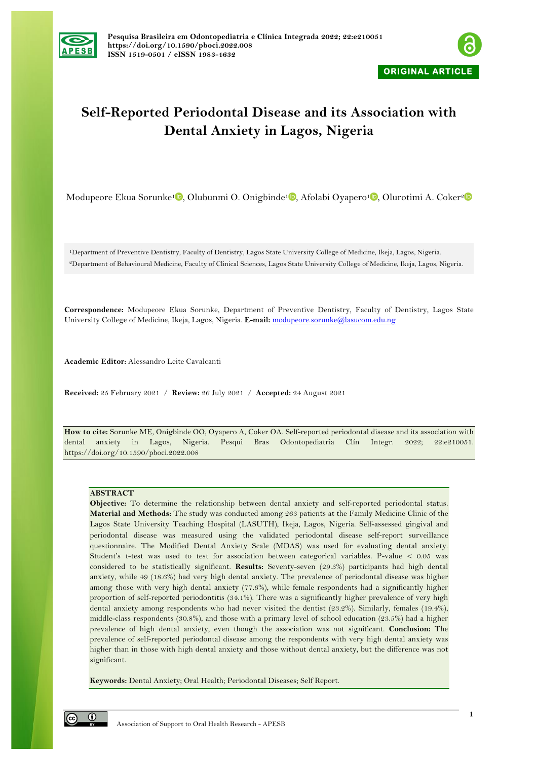Pesquisa Brasileira em Odontopediatria e Clínica Integrada 2022; 22:e210051
https://doi.org/10.1590/pboci.2022.008
ISSN 1519-0501 / eISSN 1983-4632

ORIGINAL ARTICLE

# Self-Reported Periodontal Disease and its Association with Dental Anxiety in Lagos, Nigeria

Modupeore Ekua Sorunke[1], Olubunmi O. Onigbinde[1], Afolabi Oyapero[1], Olurotimi A. Coker[2]

[1]Department of Preventive Dentistry, Faculty of Dentistry, Lagos State University College of Medicine, Ikeja, Lagos, Nigeria.
[2]Department of Behavioural Medicine, Faculty of Clinical Sciences, Lagos State University College of Medicine, Ikeja, Lagos, Nigeria.

**Correspondence:** Modupeore Ekua Sorunke, Department of Preventive Dentistry, Faculty of Dentistry, Lagos State University College of Medicine, Ikeja, Lagos, Nigeria. **E-mail:** modupeore.sorunke@lasucom.edu.ng

**Academic Editor:** Alessandro Leite Cavalcanti

**Received:** 25 February 2021 / **Review:** 26 July 2021 / **Accepted:** 24 August 2021

**How to cite:** Sorunke ME, Onigbinde OO, Oyapero A, Coker OA. Self-reported periodontal disease and its association with dental anxiety in Lagos, Nigeria. Pesqui Bras Odontopediatria Clín Integr. 2022; 22:e210051. https://doi.org/10.1590/pboci.2022.008

## ABSTRACT

**Objective:** To determine the relationship between dental anxiety and self-reported periodontal status. **Material and Methods:** The study was conducted among 263 patients at the Family Medicine Clinic of the Lagos State University Teaching Hospital (LASUTH), Ikeja, Lagos, Nigeria. Self-assessed gingival and periodontal disease was measured using the validated periodontal disease self-report surveillance questionnaire. The Modified Dental Anxiety Scale (MDAS) was used for evaluating dental anxiety. Student's t-test was used to test for association between categorical variables. P-value $< 0.05$ was considered to be statistically significant. **Results:** Seventy-seven (29.3%) participants had high dental anxiety, while 49 (18.6%) had very high dental anxiety. The prevalence of periodontal disease was higher among those with very high dental anxiety (77.6%), while female respondents had a significantly higher proportion of self-reported periodontitis (34.1%). There was a significantly higher prevalence of very high dental anxiety among respondents who had never visited the dentist (23.2%). Similarly, females (19.4%), middle-class respondents (30.8%), and those with a primary level of school education (23.5%) had a higher prevalence of high dental anxiety, even though the association was not significant. **Conclusion:** The prevalence of self-reported periodontal disease among the respondents with very high dental anxiety was higher than in those with high dental anxiety and those without dental anxiety, but the difference was not significant.

**Keywords:** Dental Anxiety; Oral Health; Periodontal Diseases; Self Report.

Association of Support to Oral Health Research - APESB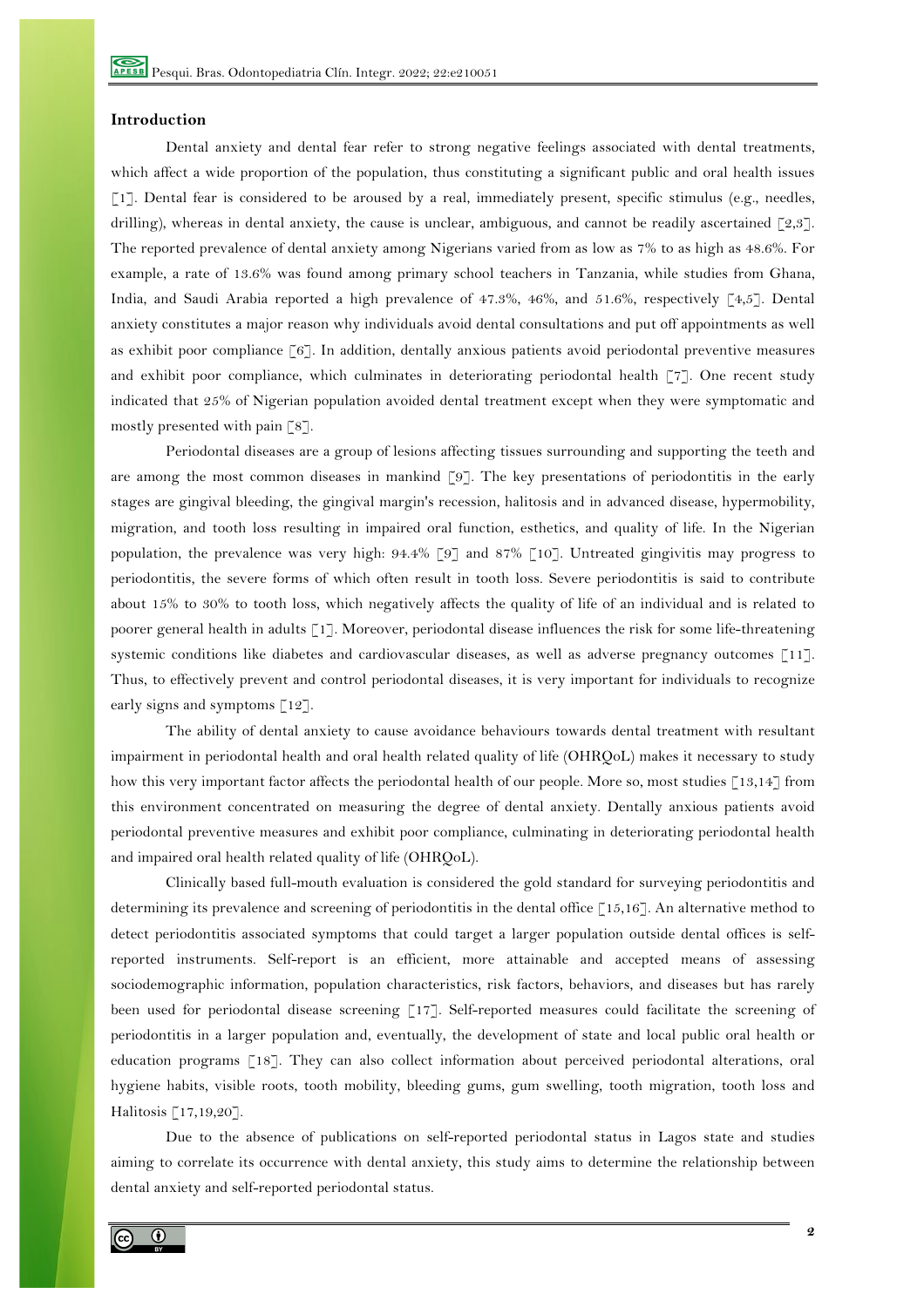## Introduction

Dental anxiety and dental fear refer to strong negative feelings associated with dental treatments, which affect a wide proportion of the population, thus constituting a significant public and oral health issues [1]. Dental fear is considered to be aroused by a real, immediately present, specific stimulus (e.g., needles, drilling), whereas in dental anxiety, the cause is unclear, ambiguous, and cannot be readily ascertained [2,3]. The reported prevalence of dental anxiety among Nigerians varied from as low as 7% to as high as 48.6%. For example, a rate of 13.6% was found among primary school teachers in Tanzania, while studies from Ghana, India, and Saudi Arabia reported a high prevalence of 47.3%, 46%, and 51.6%, respectively [4,5]. Dental anxiety constitutes a major reason why individuals avoid dental consultations and put off appointments as well as exhibit poor compliance [6]. In addition, dentally anxious patients avoid periodontal preventive measures and exhibit poor compliance, which culminates in deteriorating periodontal health [7]. One recent study indicated that 25% of Nigerian population avoided dental treatment except when they were symptomatic and mostly presented with pain [8].

Periodontal diseases are a group of lesions affecting tissues surrounding and supporting the teeth and are among the most common diseases in mankind [9]. The key presentations of periodontitis in the early stages are gingival bleeding, the gingival margin's recession, halitosis and in advanced disease, hypermobility, migration, and tooth loss resulting in impaired oral function, esthetics, and quality of life. In the Nigerian population, the prevalence was very high: 94.4% [9] and 87% [10]. Untreated gingivitis may progress to periodontitis, the severe forms of which often result in tooth loss. Severe periodontitis is said to contribute about 15% to 30% to tooth loss, which negatively affects the quality of life of an individual and is related to poorer general health in adults [1]. Moreover, periodontal disease influences the risk for some life-threatening systemic conditions like diabetes and cardiovascular diseases, as well as adverse pregnancy outcomes [11]. Thus, to effectively prevent and control periodontal diseases, it is very important for individuals to recognize early signs and symptoms [12].

The ability of dental anxiety to cause avoidance behaviours towards dental treatment with resultant impairment in periodontal health and oral health related quality of life (OHRQoL) makes it necessary to study how this very important factor affects the periodontal health of our people. More so, most studies [13,14] from this environment concentrated on measuring the degree of dental anxiety. Dentally anxious patients avoid periodontal preventive measures and exhibit poor compliance, culminating in deteriorating periodontal health and impaired oral health related quality of life (OHRQoL).

Clinically based full-mouth evaluation is considered the gold standard for surveying periodontitis and determining its prevalence and screening of periodontitis in the dental office [15,16]. An alternative method to detect periodontitis associated symptoms that could target a larger population outside dental offices is self-reported instruments. Self-report is an efficient, more attainable and accepted means of assessing sociodemographic information, population characteristics, risk factors, behaviors, and diseases but has rarely been used for periodontal disease screening [17]. Self-reported measures could facilitate the screening of periodontitis in a larger population and, eventually, the development of state and local public oral health or education programs [18]. They can also collect information about perceived periodontal alterations, oral hygiene habits, visible roots, tooth mobility, bleeding gums, gum swelling, tooth migration, tooth loss and Halitosis [17,19,20].

Due to the absence of publications on self-reported periodontal status in Lagos state and studies aiming to correlate its occurrence with dental anxiety, this study aims to determine the relationship between dental anxiety and self-reported periodontal status.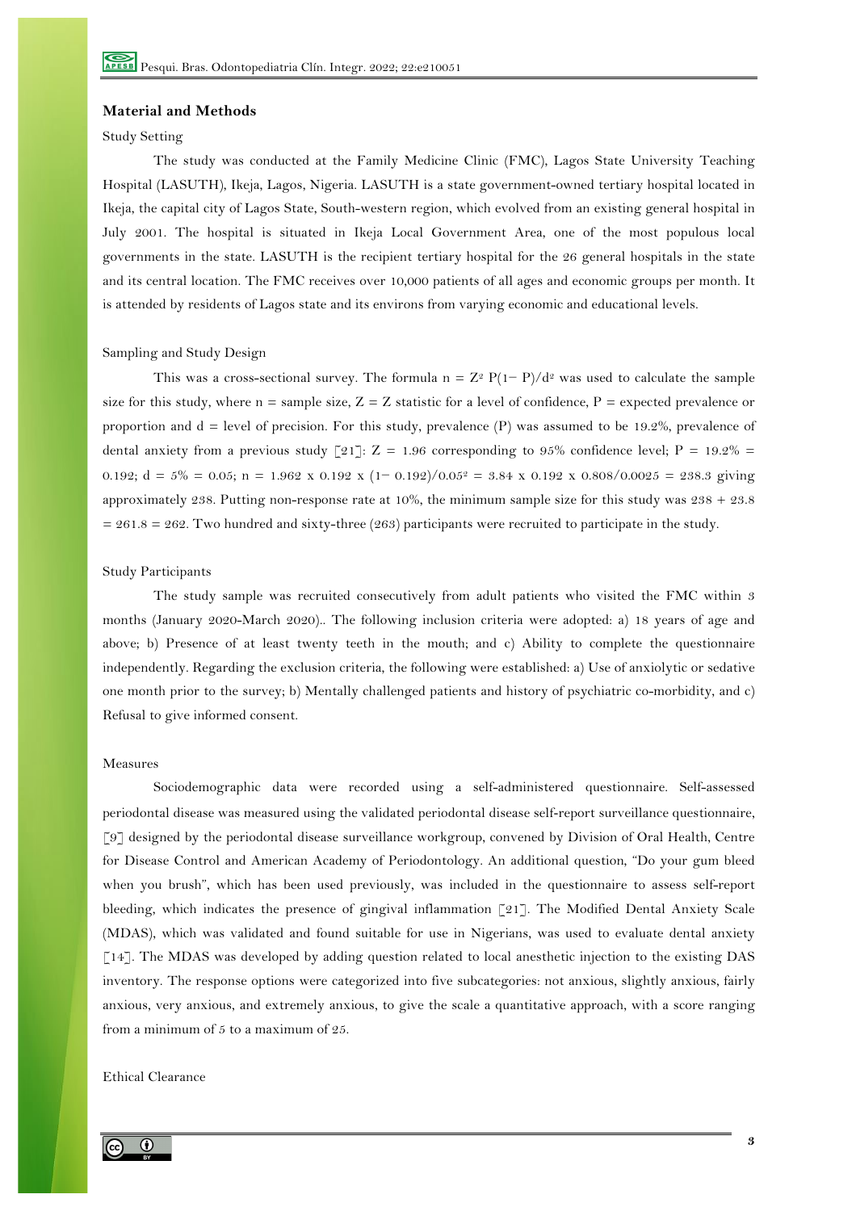## Material and Methods

### Study Setting

The study was conducted at the Family Medicine Clinic (FMC), Lagos State University Teaching Hospital (LASUTH), Ikeja, Lagos, Nigeria. LASUTH is a state government-owned tertiary hospital located in Ikeja, the capital city of Lagos State, South-western region, which evolved from an existing general hospital in July 2001. The hospital is situated in Ikeja Local Government Area, one of the most populous local governments in the state. LASUTH is the recipient tertiary hospital for the 26 general hospitals in the state and its central location. The FMC receives over 10,000 patients of all ages and economic groups per month. It is attended by residents of Lagos state and its environs from varying economic and educational levels.

### Sampling and Study Design

This was a cross-sectional survey. The formula $n = Z^2 P(1-P)/d^2$ was used to calculate the sample size for this study, where n = sample size, Z = Z statistic for a level of confidence, P = expected prevalence or proportion and d = level of precision. For this study, prevalence (P) was assumed to be 19.2%, prevalence of dental anxiety from a previous study [21]: Z = 1.96 corresponding to 95% confidence level; P = 19.2% = 0.192; d = 5% = 0.05; $n = 1.96^2 \times 0.192 \times (1-0.192)/0.05^2 = 3.84 \times 0.192 \times 0.808/0.0025 = 238.3$ giving approximately 238. Putting non-response rate at 10%, the minimum sample size for this study was 238 + 23.8 = 261.8 = 262. Two hundred and sixty-three (263) participants were recruited to participate in the study.

### Study Participants

The study sample was recruited consecutively from adult patients who visited the FMC within 3 months (January 2020-March 2020).. The following inclusion criteria were adopted: a) 18 years of age and above; b) Presence of at least twenty teeth in the mouth; and c) Ability to complete the questionnaire independently. Regarding the exclusion criteria, the following were established: a) Use of anxiolytic or sedative one month prior to the survey; b) Mentally challenged patients and history of psychiatric co-morbidity, and c) Refusal to give informed consent.

### Measures

Sociodemographic data were recorded using a self-administered questionnaire. Self-assessed periodontal disease was measured using the validated periodontal disease self-report surveillance questionnaire, [9] designed by the periodontal disease surveillance workgroup, convened by Division of Oral Health, Centre for Disease Control and American Academy of Periodontology. An additional question, "Do your gum bleed when you brush", which has been used previously, was included in the questionnaire to assess self-report bleeding, which indicates the presence of gingival inflammation [21]. The Modified Dental Anxiety Scale (MDAS), which was validated and found suitable for use in Nigerians, was used to evaluate dental anxiety [14]. The MDAS was developed by adding question related to local anesthetic injection to the existing DAS inventory. The response options were categorized into five subcategories: not anxious, slightly anxious, fairly anxious, very anxious, and extremely anxious, to give the scale a quantitative approach, with a score ranging from a minimum of 5 to a maximum of 25.

### Ethical Clearance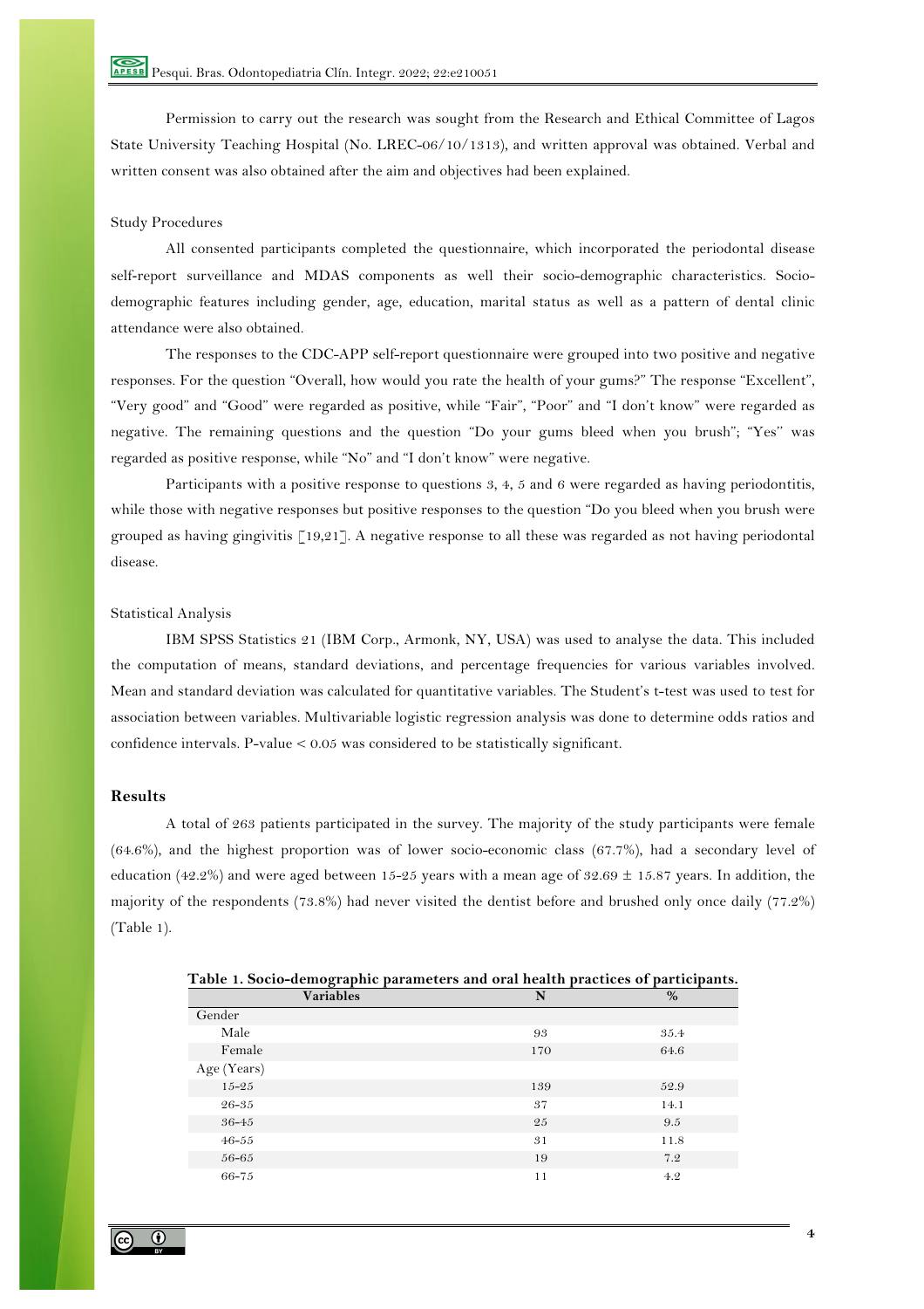Permission to carry out the research was sought from the Research and Ethical Committee of Lagos State University Teaching Hospital (No. LREC-06/10/1313), and written approval was obtained. Verbal and written consent was also obtained after the aim and objectives had been explained.

### Study Procedures

All consented participants completed the questionnaire, which incorporated the periodontal disease self-report surveillance and MDAS components as well their socio-demographic characteristics. Socio-demographic features including gender, age, education, marital status as well as a pattern of dental clinic attendance were also obtained.

The responses to the CDC-APP self-report questionnaire were grouped into two positive and negative responses. For the question "Overall, how would you rate the health of your gums?" The response "Excellent", "Very good" and "Good" were regarded as positive, while "Fair", "Poor" and "I don't know" were regarded as negative. The remaining questions and the question "Do your gums bleed when you brush"; "Yes" was regarded as positive response, while "No" and "I don't know" were negative.

Participants with a positive response to questions 3, 4, 5 and 6 were regarded as having periodontitis, while those with negative responses but positive responses to the question "Do you bleed when you brush were grouped as having gingivitis [19,21]. A negative response to all these was regarded as not having periodontal disease.

### Statistical Analysis

IBM SPSS Statistics 21 (IBM Corp., Armonk, NY, USA) was used to analyse the data. This included the computation of means, standard deviations, and percentage frequencies for various variables involved. Mean and standard deviation was calculated for quantitative variables. The Student's t-test was used to test for association between variables. Multivariable logistic regression analysis was done to determine odds ratios and confidence intervals. P-value $< 0.05$ was considered to be statistically significant.

## Results

A total of 263 patients participated in the survey. The majority of the study participants were female (64.6%), and the highest proportion was of lower socio-economic class (67.7%), had a secondary level of education (42.2%) and were aged between 15-25 years with a mean age of $32.69 \pm 15.87$ years. In addition, the majority of the respondents (73.8%) had never visited the dentist before and brushed only once daily (77.2%) (Table 1).

**Table 1. Socio-demographic parameters and oral health practices of participants.**

| Variables | N | % |
|---|---|---|
| Gender | | |
| Male | 93 | 35.4 |
| Female | 170 | 64.6 |
| Age (Years) | | |
| 15-25 | 139 | 52.9 |
| 26-35 | 37 | 14.1 |
| 36-45 | 25 | 9.5 |
| 46-55 | 31 | 11.8 |
| 56-65 | 19 | 7.2 |
| 66-75 | 11 | 4.2 |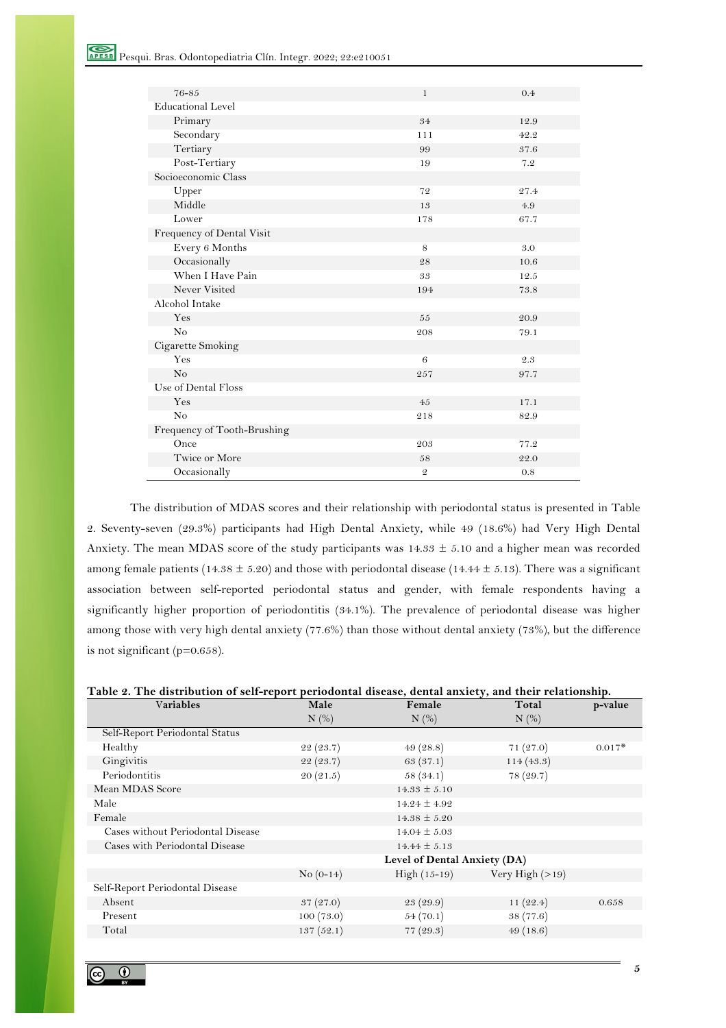| | | |
|---|---|---|
| 76-85 | 1 | 0.4 |
| Educational Level | | |
| Primary | 34 | 12.9 |
| Secondary | 111 | 42.2 |
| Tertiary | 99 | 37.6 |
| Post-Tertiary | 19 | 7.2 |
| Socioeconomic Class | | |
| Upper | 72 | 27.4 |
| Middle | 13 | 4.9 |
| Lower | 178 | 67.7 |
| Frequency of Dental Visit | | |
| Every 6 Months | 8 | 3.0 |
| Occasionally | 28 | 10.6 |
| When I Have Pain | 33 | 12.5 |
| Never Visited | 194 | 73.8 |
| Alcohol Intake | | |
| Yes | 55 | 20.9 |
| No | 208 | 79.1 |
| Cigarette Smoking | | |
| Yes | 6 | 2.3 |
| No | 257 | 97.7 |
| Use of Dental Floss | | |
| Yes | 45 | 17.1 |
| No | 218 | 82.9 |
| Frequency of Tooth-Brushing | | |
| Once | 203 | 77.2 |
| Twice or More | 58 | 22.0 |
| Occasionally | 2 | 0.8 |

The distribution of MDAS scores and their relationship with periodontal status is presented in Table 2. Seventy-seven (29.3%) participants had High Dental Anxiety, while 49 (18.6%) had Very High Dental Anxiety. The mean MDAS score of the study participants was 14.33 ± 5.10 and a higher mean was recorded among female patients (14.38 ± 5.20) and those with periodontal disease (14.44 ± 5.13). There was a significant association between self-reported periodontal status and gender, with female respondents having a significantly higher proportion of periodontitis (34.1%). The prevalence of periodontal disease was higher among those with very high dental anxiety (77.6%) than those without dental anxiety (73%), but the difference is not significant (p=0.658).

**Table 2. The distribution of self-report periodontal disease, dental anxiety, and their relationship.**

| Variables | Male N (%) | Female N (%) | Total N (%) | p-value |
|---|---|---|---|---|
| Self-Report Periodontal Status | | | | |
| Healthy | 22 (23.7) | 49 (28.8) | 71 (27.0) | 0.017* |
| Gingivitis | 22 (23.7) | 63 (37.1) | 114 (43.3) | |
| Periodontitis | 20 (21.5) | 58 (34.1) | 78 (29.7) | |
| Mean MDAS Score | | 14.33 ± 5.10 | | |
| Male | | 14.24 ± 4.92 | | |
| Female | | 14.38 ± 5.20 | | |
| Cases without Periodontal Disease | | 14.04 ± 5.03 | | |
| Cases with Periodontal Disease | | 14.44 ± 5.13 | | |
| | | **Level of Dental Anxiety (DA)** | | |
| | No (0-14) | High (15-19) | Very High (>19) | |
| Self-Report Periodontal Disease | | | | |
| Absent | 37 (27.0) | 23 (29.9) | 11 (22.4) | 0.658 |
| Present | 100 (73.0) | 54 (70.1) | 38 (77.6) | |
| Total | 137 (52.1) | 77 (29.3) | 49 (18.6) | |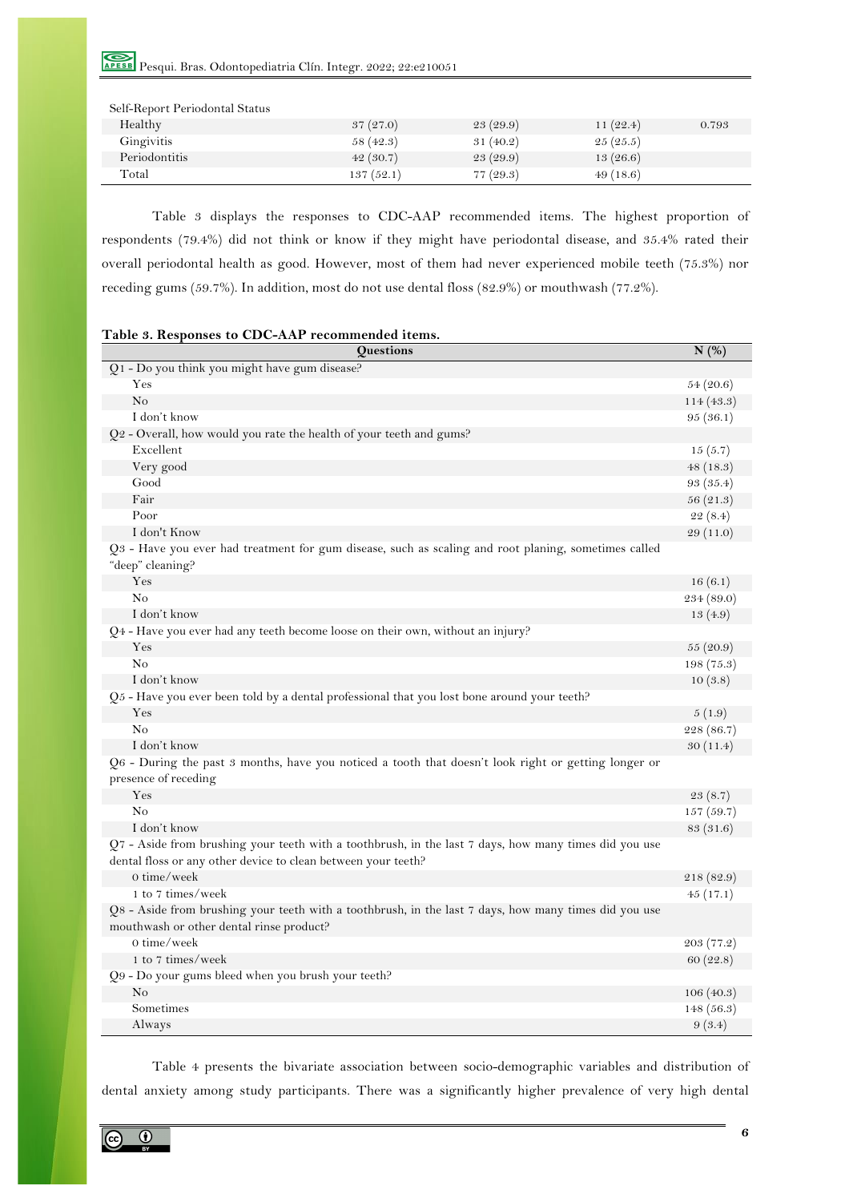| Self-Report Periodontal Status | | | | |
|---|---|---|---|---|
| Healthy | 37 (27.0) | 23 (29.9) | 11 (22.4) | 0.793 |
| Gingivitis | 58 (42.3) | 31 (40.2) | 25 (25.5) | |
| Periodontitis | 42 (30.7) | 23 (29.9) | 13 (26.6) | |
| Total | 137 (52.1) | 77 (29.3) | 49 (18.6) | |

Table 3 displays the responses to CDC-AAP recommended items. The highest proportion of respondents (79.4%) did not think or know if they might have periodontal disease, and 35.4% rated their overall periodontal health as good. However, most of them had never experienced mobile teeth (75.3%) nor receding gums (59.7%). In addition, most do not use dental floss (82.9%) or mouthwash (77.2%).

**Table 3. Responses to CDC-AAP recommended items.**

| Questions | N (%) |
|---|---|
| Q1 - Do you think you might have gum disease? | |
| Yes | 54 (20.6) |
| No | 114 (43.3) |
| I don't know | 95 (36.1) |
| Q2 - Overall, how would you rate the health of your teeth and gums? | |
| Excellent | 15 (5.7) |
| Very good | 48 (18.3) |
| Good | 93 (35.4) |
| Fair | 56 (21.3) |
| Poor | 22 (8.4) |
| I don't Know | 29 (11.0) |
| Q3 - Have you ever had treatment for gum disease, such as scaling and root planing, sometimes called "deep" cleaning? | |
| Yes | 16 (6.1) |
| No | 234 (89.0) |
| I don't know | 13 (4.9) |
| Q4 - Have you ever had any teeth become loose on their own, without an injury? | |
| Yes | 55 (20.9) |
| No | 198 (75.3) |
| I don't know | 10 (3.8) |
| Q5 - Have you ever been told by a dental professional that you lost bone around your teeth? | |
| Yes | 5 (1.9) |
| No | 228 (86.7) |
| I don't know | 30 (11.4) |
| Q6 - During the past 3 months, have you noticed a tooth that doesn't look right or getting longer or presence of receding | |
| Yes | 23 (8.7) |
| No | 157 (59.7) |
| I don't know | 83 (31.6) |
| Q7 - Aside from brushing your teeth with a toothbrush, in the last 7 days, how many times did you use dental floss or any other device to clean between your teeth? | |
| 0 time/week | 218 (82.9) |
| 1 to 7 times/week | 45 (17.1) |
| Q8 - Aside from brushing your teeth with a toothbrush, in the last 7 days, how many times did you use mouthwash or other dental rinse product? | |
| 0 time/week | 203 (77.2) |
| 1 to 7 times/week | 60 (22.8) |
| Q9 - Do your gums bleed when you brush your teeth? | |
| No | 106 (40.3) |
| Sometimes | 148 (56.3) |
| Always | 9 (3.4) |

Table 4 presents the bivariate association between socio-demographic variables and distribution of dental anxiety among study participants. There was a significantly higher prevalence of very high dental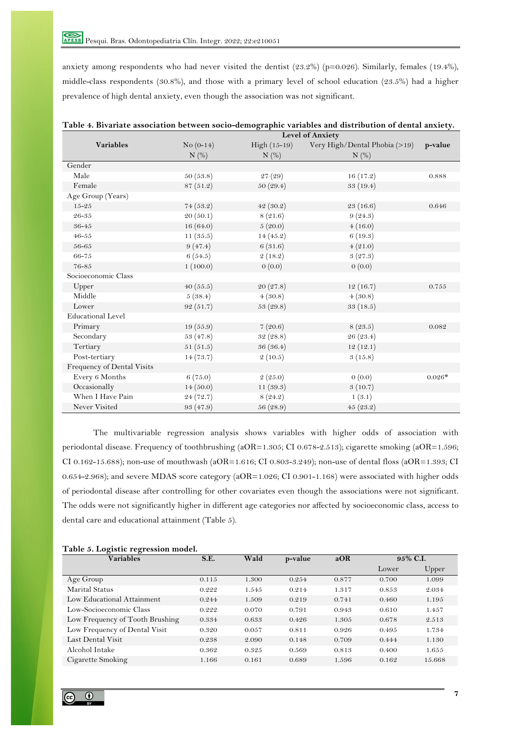anxiety among respondents who had never visited the dentist (23.2%) (p=0.026). Similarly, females (19.4%), middle-class respondents (30.8%), and those with a primary level of school education (23.5%) had a higher prevalence of high dental anxiety, even though the association was not significant.

**Table 4. Bivariate association between socio-demographic variables and distribution of dental anxiety.**

| Variables | Level of Anxiety | | | p-value |
|---|---|---|---|---|
| | No (0-14) N (%) | High (15-19) N (%) | Very High/Dental Phobia (>19) N (%) | |
| Gender | | | | |
| Male | 50 (53.8) | 27 (29) | 16 (17.2) | 0.888 |
| Female | 87 (51.2) | 50 (29.4) | 33 (19.4) | |
| Age Group (Years) | | | | |
| 15-25 | 74 (53.2) | 42 (30.2) | 23 (16.6) | 0.646 |
| 26-35 | 20 (50.1) | 8 (21.6) | 9 (24.3) | |
| 36-45 | 16 (64.0) | 5 (20.0) | 4 (16.0) | |
| 46-55 | 11 (35.5) | 14 (45.2) | 6 (19.3) | |
| 56-65 | 9 (47.4) | 6 (31.6) | 4 (21.0) | |
| 66-75 | 6 (54.5) | 2 (18.2) | 3 (27.3) | |
| 76-85 | 1 (100.0) | 0 (0.0) | 0 (0.0) | |
| Socioeconomic Class | | | | |
| Upper | 40 (55.5) | 20 (27.8) | 12 (16.7) | 0.755 |
| Middle | 5 (38.4) | 4 (30.8) | 4 (30.8) | |
| Lower | 92 (51.7) | 53 (29.8) | 33 (18.5) | |
| Educational Level | | | | |
| Primary | 19 (55.9) | 7 (20.6) | 8 (23.5) | 0.082 |
| Secondary | 53 (47.8) | 32 (28.8) | 26 (23.4) | |
| Tertiary | 51 (51.5) | 36 (36.4) | 12 (12.1) | |
| Post-tertiary | 14 (73.7) | 2 (10.5) | 3 (15.8) | |
| Frequency of Dental Visits | | | | |
| Every 6 Months | 6 (75.0) | 2 (25.0) | 0 (0.0) | 0.026* |
| Occasionally | 14 (50.0) | 11 (39.3) | 3 (10.7) | |
| When I Have Pain | 24 (72.7) | 8 (24.2) | 1 (3.1) | |
| Never Visited | 93 (47.9) | 56 (28.9) | 45 (23.2) | |

The multivariable regression analysis shows variables with higher odds of association with periodontal disease. Frequency of toothbrushing (aOR=1.305; CI 0.678-2.513); cigarette smoking (aOR=1.596; CI 0.162-15.688); non-use of mouthwash (aOR=1.616; CI 0.803-3.249); non-use of dental floss (aOR=1.393; CI 0.654-2.968); and severe MDAS score category (aOR=1.026; CI 0.901-1.168) were associated with higher odds of periodontal disease after controlling for other covariates even though the associations were not significant. The odds were not significantly higher in different age categories nor affected by socioeconomic class, access to dental care and educational attainment (Table 5).

**Table 5. Logistic regression model.**

| Variables | S.E. | Wald | p-value | aOR | 95% C.I. | |
|---|---|---|---|---|---|---|
| | | | | | Lower | Upper |
| Age Group | 0.115 | 1.300 | 0.254 | 0.877 | 0.700 | 1.099 |
| Marital Status | 0.222 | 1.545 | 0.214 | 1.317 | 0.853 | 2.034 |
| Low Educational Attainment | 0.244 | 1.509 | 0.219 | 0.741 | 0.460 | 1.195 |
| Low-Socioeconomic Class | 0.222 | 0.070 | 0.791 | 0.943 | 0.610 | 1.457 |
| Low Frequency of Tooth Brushing | 0.334 | 0.633 | 0.426 | 1.305 | 0.678 | 2.513 |
| Low Frequency of Dental Visit | 0.320 | 0.057 | 0.811 | 0.926 | 0.495 | 1.734 |
| Last Dental Visit | 0.238 | 2.090 | 0.148 | 0.709 | 0.444 | 1.130 |
| Alcohol Intake | 0.362 | 0.325 | 0.569 | 0.813 | 0.400 | 1.655 |
| Cigarette Smoking | 1.166 | 0.161 | 0.689 | 1.596 | 0.162 | 15.668 |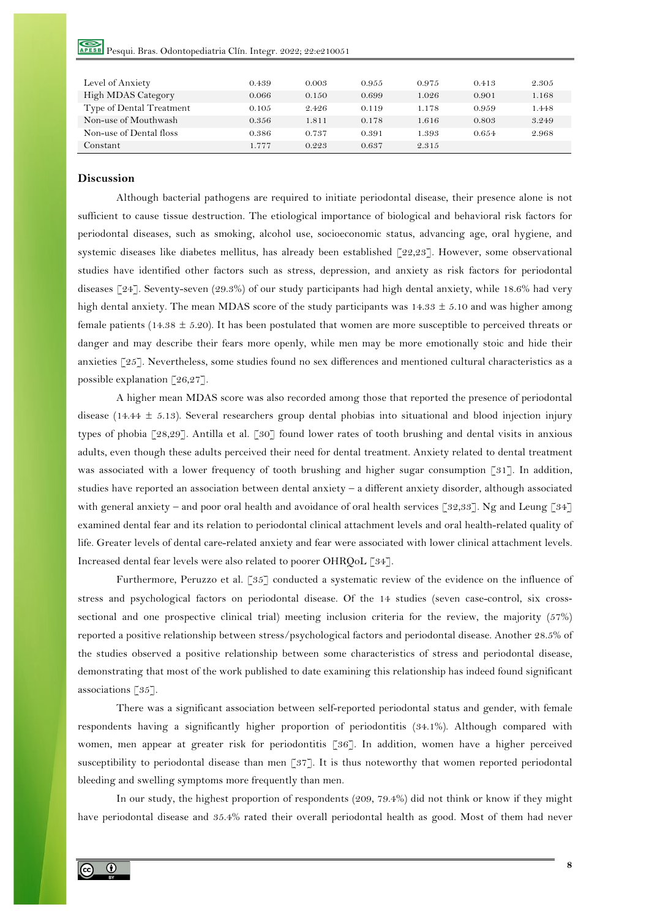| | | | | | | |
|---|---|---|---|---|---|---|
| Level of Anxiety | 0.439 | 0.003 | 0.955 | 0.975 | 0.413 | 2.305 |
| High MDAS Category | 0.066 | 0.150 | 0.699 | 1.026 | 0.901 | 1.168 |
| Type of Dental Treatment | 0.105 | 2.426 | 0.119 | 1.178 | 0.959 | 1.448 |
| Non-use of Mouthwash | 0.356 | 1.811 | 0.178 | 1.616 | 0.803 | 3.249 |
| Non-use of Dental floss | 0.386 | 0.737 | 0.391 | 1.393 | 0.654 | 2.968 |
| Constant | 1.777 | 0.223 | 0.637 | 2.315 | | |

## Discussion

Although bacterial pathogens are required to initiate periodontal disease, their presence alone is not sufficient to cause tissue destruction. The etiological importance of biological and behavioral risk factors for periodontal diseases, such as smoking, alcohol use, socioeconomic status, advancing age, oral hygiene, and systemic diseases like diabetes mellitus, has already been established [22,23]. However, some observational studies have identified other factors such as stress, depression, and anxiety as risk factors for periodontal diseases [24]. Seventy-seven (29.3%) of our study participants had high dental anxiety, while 18.6% had very high dental anxiety. The mean MDAS score of the study participants was 14.33 ± 5.10 and was higher among female patients (14.38 ± 5.20). It has been postulated that women are more susceptible to perceived threats or danger and may describe their fears more openly, while men may be more emotionally stoic and hide their anxieties [25]. Nevertheless, some studies found no sex differences and mentioned cultural characteristics as a possible explanation [26,27].

A higher mean MDAS score was also recorded among those that reported the presence of periodontal disease (14.44 ± 5.13). Several researchers group dental phobias into situational and blood injection injury types of phobia [28,29]. Antilla et al. [30] found lower rates of tooth brushing and dental visits in anxious adults, even though these adults perceived their need for dental treatment. Anxiety related to dental treatment was associated with a lower frequency of tooth brushing and higher sugar consumption [31]. In addition, studies have reported an association between dental anxiety – a different anxiety disorder, although associated with general anxiety – and poor oral health and avoidance of oral health services [32,33]. Ng and Leung [34] examined dental fear and its relation to periodontal clinical attachment levels and oral health-related quality of life. Greater levels of dental care-related anxiety and fear were associated with lower clinical attachment levels. Increased dental fear levels were also related to poorer OHRQoL [34].

Furthermore, Peruzzo et al. [35] conducted a systematic review of the evidence on the influence of stress and psychological factors on periodontal disease. Of the 14 studies (seven case-control, six cross-sectional and one prospective clinical trial) meeting inclusion criteria for the review, the majority (57%) reported a positive relationship between stress/psychological factors and periodontal disease. Another 28.5% of the studies observed a positive relationship between some characteristics of stress and periodontal disease, demonstrating that most of the work published to date examining this relationship has indeed found significant associations [35].

There was a significant association between self-reported periodontal status and gender, with female respondents having a significantly higher proportion of periodontitis (34.1%). Although compared with women, men appear at greater risk for periodontitis [36]. In addition, women have a higher perceived susceptibility to periodontal disease than men [37]. It is thus noteworthy that women reported periodontal bleeding and swelling symptoms more frequently than men.

In our study, the highest proportion of respondents (209, 79.4%) did not think or know if they might have periodontal disease and 35.4% rated their overall periodontal health as good. Most of them had never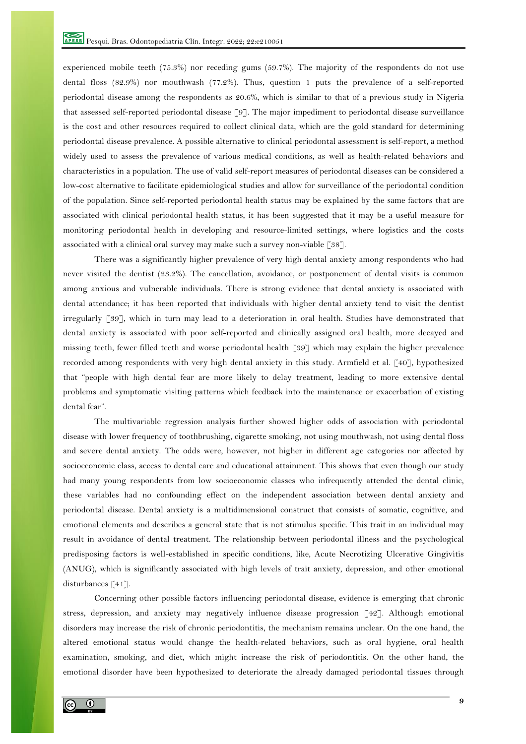experienced mobile teeth (75.3%) nor receding gums (59.7%). The majority of the respondents do not use dental floss (82.9%) nor mouthwash (77.2%). Thus, question 1 puts the prevalence of a self-reported periodontal disease among the respondents as 20.6%, which is similar to that of a previous study in Nigeria that assessed self-reported periodontal disease [9]. The major impediment to periodontal disease surveillance is the cost and other resources required to collect clinical data, which are the gold standard for determining periodontal disease prevalence. A possible alternative to clinical periodontal assessment is self-report, a method widely used to assess the prevalence of various medical conditions, as well as health-related behaviors and characteristics in a population. The use of valid self-report measures of periodontal diseases can be considered a low-cost alternative to facilitate epidemiological studies and allow for surveillance of the periodontal condition of the population. Since self-reported periodontal health status may be explained by the same factors that are associated with clinical periodontal health status, it has been suggested that it may be a useful measure for monitoring periodontal health in developing and resource-limited settings, where logistics and the costs associated with a clinical oral survey may make such a survey non-viable [38].

There was a significantly higher prevalence of very high dental anxiety among respondents who had never visited the dentist (23.2%). The cancellation, avoidance, or postponement of dental visits is common among anxious and vulnerable individuals. There is strong evidence that dental anxiety is associated with dental attendance; it has been reported that individuals with higher dental anxiety tend to visit the dentist irregularly [39], which in turn may lead to a deterioration in oral health. Studies have demonstrated that dental anxiety is associated with poor self-reported and clinically assigned oral health, more decayed and missing teeth, fewer filled teeth and worse periodontal health [39] which may explain the higher prevalence recorded among respondents with very high dental anxiety in this study. Armfield et al. [40], hypothesized that "people with high dental fear are more likely to delay treatment, leading to more extensive dental problems and symptomatic visiting patterns which feedback into the maintenance or exacerbation of existing dental fear".

The multivariable regression analysis further showed higher odds of association with periodontal disease with lower frequency of toothbrushing, cigarette smoking, not using mouthwash, not using dental floss and severe dental anxiety. The odds were, however, not higher in different age categories nor affected by socioeconomic class, access to dental care and educational attainment. This shows that even though our study had many young respondents from low socioeconomic classes who infrequently attended the dental clinic, these variables had no confounding effect on the independent association between dental anxiety and periodontal disease. Dental anxiety is a multidimensional construct that consists of somatic, cognitive, and emotional elements and describes a general state that is not stimulus specific. This trait in an individual may result in avoidance of dental treatment. The relationship between periodontal illness and the psychological predisposing factors is well-established in specific conditions, like, Acute Necrotizing Ulcerative Gingivitis (ANUG), which is significantly associated with high levels of trait anxiety, depression, and other emotional disturbances [41].

Concerning other possible factors influencing periodontal disease, evidence is emerging that chronic stress, depression, and anxiety may negatively influence disease progression [42]. Although emotional disorders may increase the risk of chronic periodontitis, the mechanism remains unclear. On the one hand, the altered emotional status would change the health-related behaviors, such as oral hygiene, oral health examination, smoking, and diet, which might increase the risk of periodontitis. On the other hand, the emotional disorder have been hypothesized to deteriorate the already damaged periodontal tissues through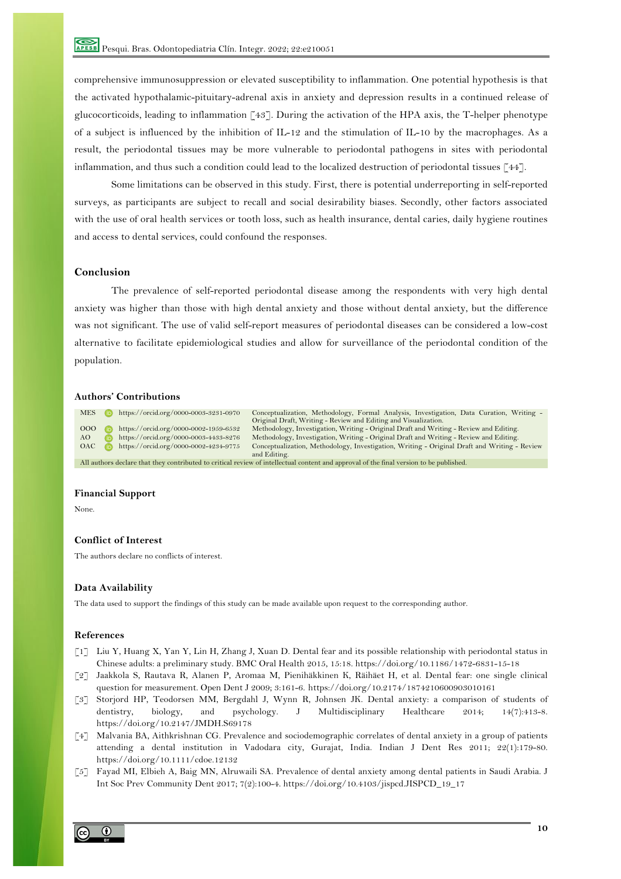comprehensive immunosuppression or elevated susceptibility to inflammation. One potential hypothesis is that the activated hypothalamic-pituitary-adrenal axis in anxiety and depression results in a continued release of glucocorticoids, leading to inflammation [43]. During the activation of the HPA axis, the T-helper phenotype of a subject is influenced by the inhibition of IL-12 and the stimulation of IL-10 by the macrophages. As a result, the periodontal tissues may be more vulnerable to periodontal pathogens in sites with periodontal inflammation, and thus such a condition could lead to the localized destruction of periodontal tissues [44].

Some limitations can be observed in this study. First, there is potential underreporting in self-reported surveys, as participants are subject to recall and social desirability biases. Secondly, other factors associated with the use of oral health services or tooth loss, such as health insurance, dental caries, daily hygiene routines and access to dental services, could confound the responses.

## Conclusion

The prevalence of self-reported periodontal disease among the respondents with very high dental anxiety was higher than those with high dental anxiety and those without dental anxiety, but the difference was not significant. The use of valid self-report measures of periodontal diseases can be considered a low-cost alternative to facilitate epidemiological studies and allow for surveillance of the periodontal condition of the population.

## Authors' Contributions

| | | |
|---|---|---|
| MES | https://orcid.org/0000-0003-3231-0970 | Conceptualization, Methodology, Formal Analysis, Investigation, Data Curation, Writing - Original Draft, Writing - Review and Editing and Visualization. |
| OOO | https://orcid.org/0000-0002-1959-6532 | Methodology, Investigation, Writing - Original Draft and Writing - Review and Editing. |
| AO | https://orcid.org/0000-0003-4433-8276 | Methodology, Investigation, Writing - Original Draft and Writing - Review and Editing. |
| OAC | https://orcid.org/0000-0002-4234-9775 | Conceptualization, Methodology, Investigation, Writing - Original Draft and Writing - Review and Editing. |

All authors declare that they contributed to critical review of intellectual content and approval of the final version to be published.

## Financial Support

None.

## Conflict of Interest

The authors declare no conflicts of interest.

## Data Availability

The data used to support the findings of this study can be made available upon request to the corresponding author.

## References

[1] Liu Y, Huang X, Yan Y, Lin H, Zhang J, Xuan D. Dental fear and its possible relationship with periodontal status in Chinese adults: a preliminary study. BMC Oral Health 2015, 15:18. https://doi.org/10.1186/1472-6831-15-18

[2] Jaakkola S, Rautava R, Alanen P, Aromaa M, Pienihäkkinen K, Räihäet H, et al. Dental fear: one single clinical question for measurement. Open Dent J 2009; 3:161-6. https://doi.org/10.2174/1874210600903010161

[3] Storjord HP, Teodorsen MM, Bergdahl J, Wynn R, Johnsen JK. Dental anxiety: a comparison of students of dentistry, biology, and psychology. J Multidisciplinary Healthcare 2014; 14(7):413-8. https://doi.org/10.2147/JMDH.S69178

[4] Malvania BA, Aithkrishnan CG. Prevalence and sociodemographic correlates of dental anxiety in a group of patients attending a dental institution in Vadodara city, Gurajat, India. Indian J Dent Res 2011; 22(1):179-80. https://doi.org/10.1111/cdoe.12132

[5] Fayad MI, Elbieh A, Baig MN, Alruwaili SA. Prevalence of dental anxiety among dental patients in Saudi Arabia. J Int Soc Prev Community Dent 2017; 7(2):100-4. https://doi.org/10.4103/jispcd.JISPCD_19_17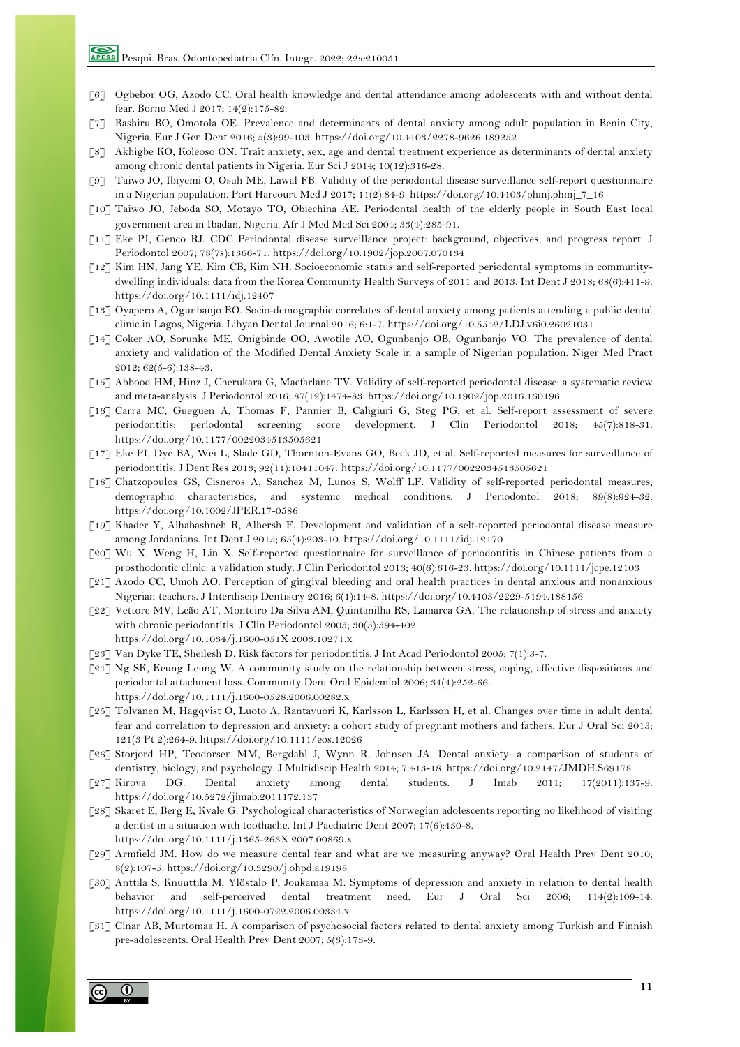[6] Ogbebor OG, Azodo CC. Oral health knowledge and dental attendance among adolescents with and without dental fear. Borno Med J 2017; 14(2):175-82.

[7] Bashiru BO, Omotola OE. Prevalence and determinants of dental anxiety among adult population in Benin City, Nigeria. Eur J Gen Dent 2016; 5(3):99-103. https://doi.org/10.4103/2278-9626.189252

[8] Akhigbe KO, Koleoso ON. Trait anxiety, sex, age and dental treatment experience as determinants of dental anxiety among chronic dental patients in Nigeria. Eur Sci J 2014; 10(12):316-28.

[9] Taiwo JO, Ibiyemi O, Osuh ME, Lawal FB. Validity of the periodontal disease surveillance self-report questionnaire in a Nigerian population. Port Harcourt Med J 2017; 11(2):84-9. https://doi.org/10.4103/phmj.phmj_7_16

[10] Taiwo JO, Jeboda SO, Motayo TO, Obiechina AE. Periodontal health of the elderly people in South East local government area in Ibadan, Nigeria. Afr J Med Med Sci 2004; 33(4):285-91.

[11] Eke PI, Genco RJ. CDC Periodontal disease surveillance project: background, objectives, and progress report. J Periodontol 2007; 78(7s):1366-71. https://doi.org/10.1902/jop.2007.070134

[12] Kim HN, Jang YE, Kim CB, Kim NH. Socioeconomic status and self-reported periodontal symptoms in community-dwelling individuals: data from the Korea Community Health Surveys of 2011 and 2013. Int Dent J 2018; 68(6):411-9. https://doi.org/10.1111/idj.12407

[13] Oyapero A, Ogunbanjo BO. Socio-demographic correlates of dental anxiety among patients attending a public dental clinic in Lagos, Nigeria. Libyan Dental Journal 2016; 6:1-7. https://doi.org/10.5542/LDJ.v6i0.26021031

[14] Coker AO, Sorunke ME, Onigbinde OO, Awotile AO, Ogunbanjo OB, Ogunbanjo VO. The prevalence of dental anxiety and validation of the Modified Dental Anxiety Scale in a sample of Nigerian population. Niger Med Pract 2012; 62(5-6):138-43.

[15] Abbood HM, Hinz J, Cherukara G, Macfarlane TV. Validity of self-reported periodontal disease: a systematic review and meta-analysis. J Periodontol 2016; 87(12):1474-83. https://doi.org/10.1902/jop.2016.160196

[16] Carra MC, Gueguen A, Thomas F, Pannier B, Caligiuri G, Steg PG, et al. Self-report assessment of severe periodontitis: periodontal screening score development. J Clin Periodontol 2018; 45(7):818-31. https://doi.org/10.1177/0022034513505621

[17] Eke PI, Dye BA, Wei L, Slade GD, Thornton-Evans GO, Beck JD, et al. Self-reported measures for surveillance of periodontitis. J Dent Res 2013; 92(11):10411047. https://doi.org/10.1177/0022034513505621

[18] Chatzopoulos GS, Cisneros A, Sanchez M, Lunos S, Wolff LF. Validity of self-reported periodontal measures, demographic characteristics, and systemic medical conditions. J Periodontol 2018; 89(8):924-32. https://doi.org/10.1002/JPER.17-0586

[19] Khader Y, Alhabashneh R, Alhersh F. Development and validation of a self-reported periodontal disease measure among Jordanians. Int Dent J 2015; 65(4):203-10. https://doi.org/10.1111/idj.12170

[20] Wu X, Weng H, Lin X. Self-reported questionnaire for surveillance of periodontitis in Chinese patients from a prosthodontic clinic: a validation study. J Clin Periodontol 2013; 40(6):616-23. https://doi.org/10.1111/jcpe.12103

[21] Azodo CC, Umoh AO. Perception of gingival bleeding and oral health practices in dental anxious and nonanxious Nigerian teachers. J Interdiscip Dentistry 2016; 6(1):14-8. https://doi.org/10.4103/2229-5194.188156

[22] Vettore MV, Leão AT, Monteiro Da Silva AM, Quintanilha RS, Lamarca GA. The relationship of stress and anxiety with chronic periodontitis. J Clin Periodontol 2003; 30(5):394-402. https://doi.org/10.1034/j.1600-051X.2003.10271.x

[23] Van Dyke TE, Sheilesh D. Risk factors for periodontitis. J Int Acad Periodontol 2005; 7(1):3-7.

[24] Ng SK, Keung Leung W. A community study on the relationship between stress, coping, affective dispositions and periodontal attachment loss. Community Dent Oral Epidemiol 2006; 34(4):252-66. https://doi.org/10.1111/j.1600-0528.2006.00282.x

[25] Tolvanen M, Hagqvist O, Luoto A, Rantavuori K, Karlsson L, Karlsson H, et al. Changes over time in adult dental fear and correlation to depression and anxiety: a cohort study of pregnant mothers and fathers. Eur J Oral Sci 2013; 121(3 Pt 2):264-9. https://doi.org/10.1111/eos.12026

[26] Storjord HP, Teodorsen MM, Bergdahl J, Wynn R, Johnsen JA. Dental anxiety: a comparison of students of dentistry, biology, and psychology. J Multidiscip Health 2014; 7:413-18. https://doi.org/10.2147/JMDH.S69178

[27] Kirova DG. Dental anxiety among dental students. J Imab 2011; 17(2011):137-9. https://doi.org/10.5272/jimab.2011172.137

[28] Skaret E, Berg E, Kvale G. Psychological characteristics of Norwegian adolescents reporting no likelihood of visiting a dentist in a situation with toothache. Int J Paediatric Dent 2007; 17(6):430-8. https://doi.org/10.1111/j.1365-263X.2007.00869.x

[29] Armfield JM. How do we measure dental fear and what are we measuring anyway? Oral Health Prev Dent 2010; 8(2):107-5. https://doi.org/10.3290/j.ohpd.a19198

[30] Anttila S, Knuuttila M, Ylöstalo P, Joukamaa M. Symptoms of depression and anxiety in relation to dental health behavior and self-perceived dental treatment need. Eur J Oral Sci 2006; 114(2):109-14. https://doi.org/10.1111/j.1600-0722.2006.00334.x

[31] Cinar AB, Murtomaa H. A comparison of psychosocial factors related to dental anxiety among Turkish and Finnish pre-adolescents. Oral Health Prev Dent 2007; 5(3):173-9.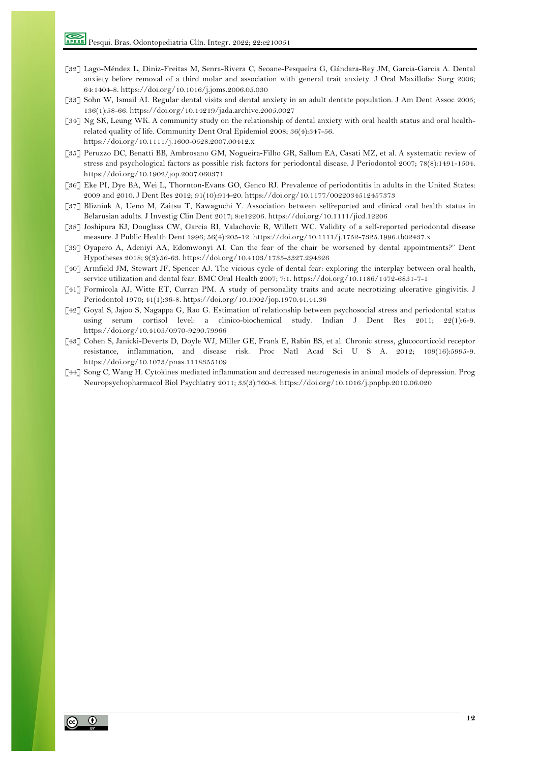[32] Lago-Méndez L, Diniz-Freitas M, Senra-Rivera C, Seoane-Pesqueira G, Gándara-Rey JM, Garcia-Garcia A. Dental anxiety before removal of a third molar and association with general trait anxiety. J Oral Maxillofac Surg 2006; 64:1404-8. https://doi.org/10.1016/j.joms.2006.05.030

[33] Sohn W, Ismail AI. Regular dental visits and dental anxiety in an adult dentate population. J Am Dent Assoc 2005; 136(1):58-66. https://doi.org/10.14219/jada.archive.2005.0027

[34] Ng SK, Leung WK. A community study on the relationship of dental anxiety with oral health status and oral health-related quality of life. Community Dent Oral Epidemiol 2008; 36(4):347-56. https://doi.org/10.1111/j.1600-0528.2007.00412.x

[35] Peruzzo DC, Benatti BB, Ambrosano GM, Nogueira-Filho GR, Sallum EA, Casati MZ, et al. A systematic review of stress and psychological factors as possible risk factors for periodontal disease. J Periodontol 2007; 78(8):1491-1504. https://doi.org/10.1902/jop.2007.060371

[36] Eke PI, Dye BA, Wei L, Thornton-Evans GO, Genco RJ. Prevalence of periodontitis in adults in the United States: 2009 and 2010. J Dent Res 2012; 91(10):914-20. https://doi.org/10.1177/0022034512457373

[37] Blizniuk A, Ueno M, Zaitsu T, Kawaguchi Y. Association between selfreported and clinical oral health status in Belarusian adults. J Investig Clin Dent 2017; 8:e12206. https://doi.org/10.1111/jicd.12206

[38] Joshipura KJ, Douglass CW, Garcia RI, Valachovic R, Willett WC. Validity of a self-reported periodontal disease measure. J Public Health Dent 1996; 56(4):205-12. https://doi.org/10.1111/j.1752-7325.1996.tb02437.x

[39] Oyapero A, Adeniyi AA, Edomwonyi AI. Can the fear of the chair be worsened by dental appointments?" Dent Hypotheses 2018; 9(3):56-63. https://doi.org/10.4103/1735-3327.294326

[40] Armfield JM, Stewart JF, Spencer AJ. The vicious cycle of dental fear: exploring the interplay between oral health, service utilization and dental fear. BMC Oral Health 2007; 7:1. https://doi.org/10.1186/1472-6831-7-1

[41] Formicola AJ, Witte ET, Curran PM. A study of personality traits and acute necrotizing ulcerative gingivitis. J Periodontol 1970; 41(1):36-8. https://doi.org/10.1902/jop.1970.41.41.36

[42] Goyal S, Jajoo S, Nagappa G, Rao G. Estimation of relationship between psychosocial stress and periodontal status using serum cortisol level: a clinico-biochemical study. Indian J Dent Res 2011; 22(1):6-9. https://doi.org/10.4103/0970-9290.79966

[43] Cohen S, Janicki-Deverts D, Doyle WJ, Miller GE, Frank E, Rabin BS, et al. Chronic stress, glucocorticoid receptor resistance, inflammation, and disease risk. Proc Natl Acad Sci U S A. 2012; 109(16):5995-9. https://doi.org/10.1073/pnas.1118355109

[44] Song C, Wang H. Cytokines mediated inflammation and decreased neurogenesis in animal models of depression. Prog Neuropsychopharmacol Biol Psychiatry 2011; 35(3):760-8. https://doi.org/10.1016/j.pnpbp.2010.06.020